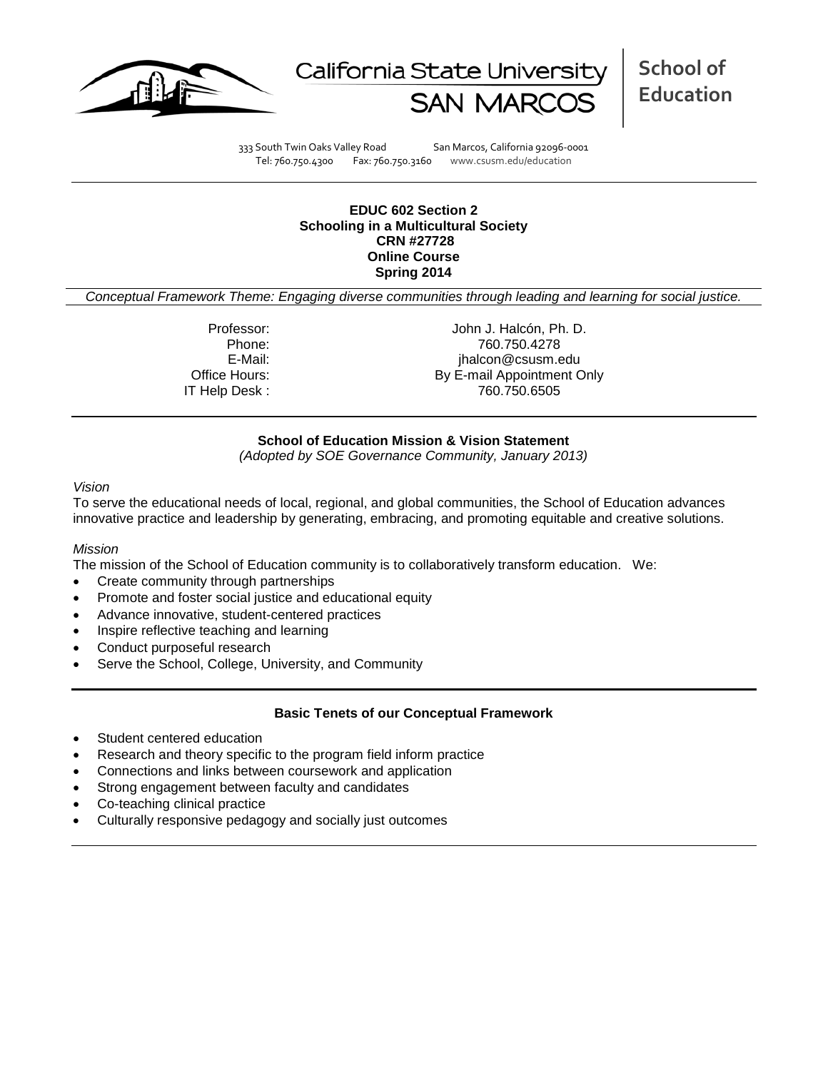California State University SAN MARCOS

**School of Education**

333 South Twin Oaks Valley Road San Marcos, California 92096-0001
Tel: 760.750.4300 Fax: 760.750.3160 www.csusm.edu/education

**EDUC 602 Section 2**
**Schooling in a Multicultural Society**
**CRN #27728**
**Online Course**
**Spring 2014**

*Conceptual Framework Theme: Engaging diverse communities through leading and learning for social justice.*

| | |
|---|---|
| Professor: | John J. Halcón, Ph. D. |
| Phone: | 760.750.4278 |
| E-Mail: | jhalcon@csusm.edu |
| Office Hours: | By E-mail Appointment Only |
| IT Help Desk : | 760.750.6505 |

**School of Education Mission & Vision Statement**
*(Adopted by SOE Governance Community, January 2013)*

*Vision*

To serve the educational needs of local, regional, and global communities, the School of Education advances innovative practice and leadership by generating, embracing, and promoting equitable and creative solutions.

*Mission*

The mission of the School of Education community is to collaboratively transform education. We:

- Create community through partnerships
- Promote and foster social justice and educational equity
- Advance innovative, student-centered practices
- Inspire reflective teaching and learning
- Conduct purposeful research
- Serve the School, College, University, and Community

**Basic Tenets of our Conceptual Framework**

- Student centered education
- Research and theory specific to the program field inform practice
- Connections and links between coursework and application
- Strong engagement between faculty and candidates
- Co-teaching clinical practice
- Culturally responsive pedagogy and socially just outcomes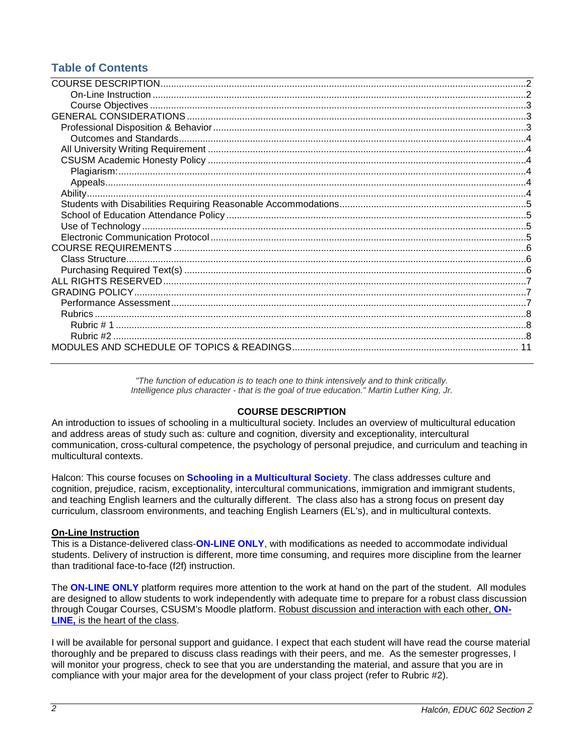## Table of Contents

COURSE DESCRIPTION........................................................................................................2
- On-Line Instruction........................................................................................................2
- Course Objectives........................................................................................................3

GENERAL CONSIDERATIONS........................................................................................................3
- Professional Disposition & Behavior........................................................................................................3
  - Outcomes and Standards........................................................................................................4
- All University Writing Requirement........................................................................................................4
- CSUSM Academic Honesty Policy........................................................................................................4
  - Plagiarism:........................................................................................................4
  - Appeals........................................................................................................4
- Ability........................................................................................................4
- Students with Disabilities Requiring Reasonable Accommodations........................................................................................................5
- School of Education Attendance Policy........................................................................................................5
- Use of Technology........................................................................................................5
- Electronic Communication Protocol........................................................................................................5

COURSE REQUIREMENTS........................................................................................................6
- Class Structure........................................................................................................6
- Purchasing Required Text(s)........................................................................................................6

ALL RIGHTS RESERVED........................................................................................................7

GRADING POLICY........................................................................................................7
- Performance Assessment........................................................................................................7
- Rubrics........................................................................................................8
  - Rubric # 1........................................................................................................8
  - Rubric #2........................................................................................................8

MODULES AND SCHEDULE OF TOPICS & READINGS........................................................................................................11

---

*"The function of education is to teach one to think intensively and to think critically. Intelligence plus character - that is the goal of true education." Martin Luther King, Jr.*

## COURSE DESCRIPTION

An introduction to issues of schooling in a multicultural society. Includes an overview of multicultural education and address areas of study such as: culture and cognition, diversity and exceptionality, intercultural communication, cross-cultural competence, the psychology of personal prejudice, and curriculum and teaching in multicultural contexts.

Halcon: This course focuses on **Schooling in a Multicultural Society**. The class addresses culture and cognition, prejudice, racism, exceptionality, intercultural communications, immigration and immigrant students, and teaching English learners and the culturally different. The class also has a strong focus on present day curriculum, classroom environments, and teaching English Learners (EL's), and in multicultural contexts.

### On-Line Instruction

This is a Distance-delivered class-**ON-LINE ONLY**, with modifications as needed to accommodate individual students. Delivery of instruction is different, more time consuming, and requires more discipline from the learner than traditional face-to-face (f2f) instruction.

The **ON-LINE ONLY** platform requires more attention to the work at hand on the part of the student. All modules are designed to allow students to work independently with adequate time to prepare for a robust class discussion through Cougar Courses, CSUSM's Moodle platform. Robust discussion and interaction with each other, **ON-LINE,** is the heart of the class.

I will be available for personal support and guidance. I expect that each student will have read the course material thoroughly and be prepared to discuss class readings with their peers, and me. As the semester progresses, I will monitor your progress, check to see that you are understanding the material, and assure that you are in compliance with your major area for the development of your class project (refer to Rubric #2).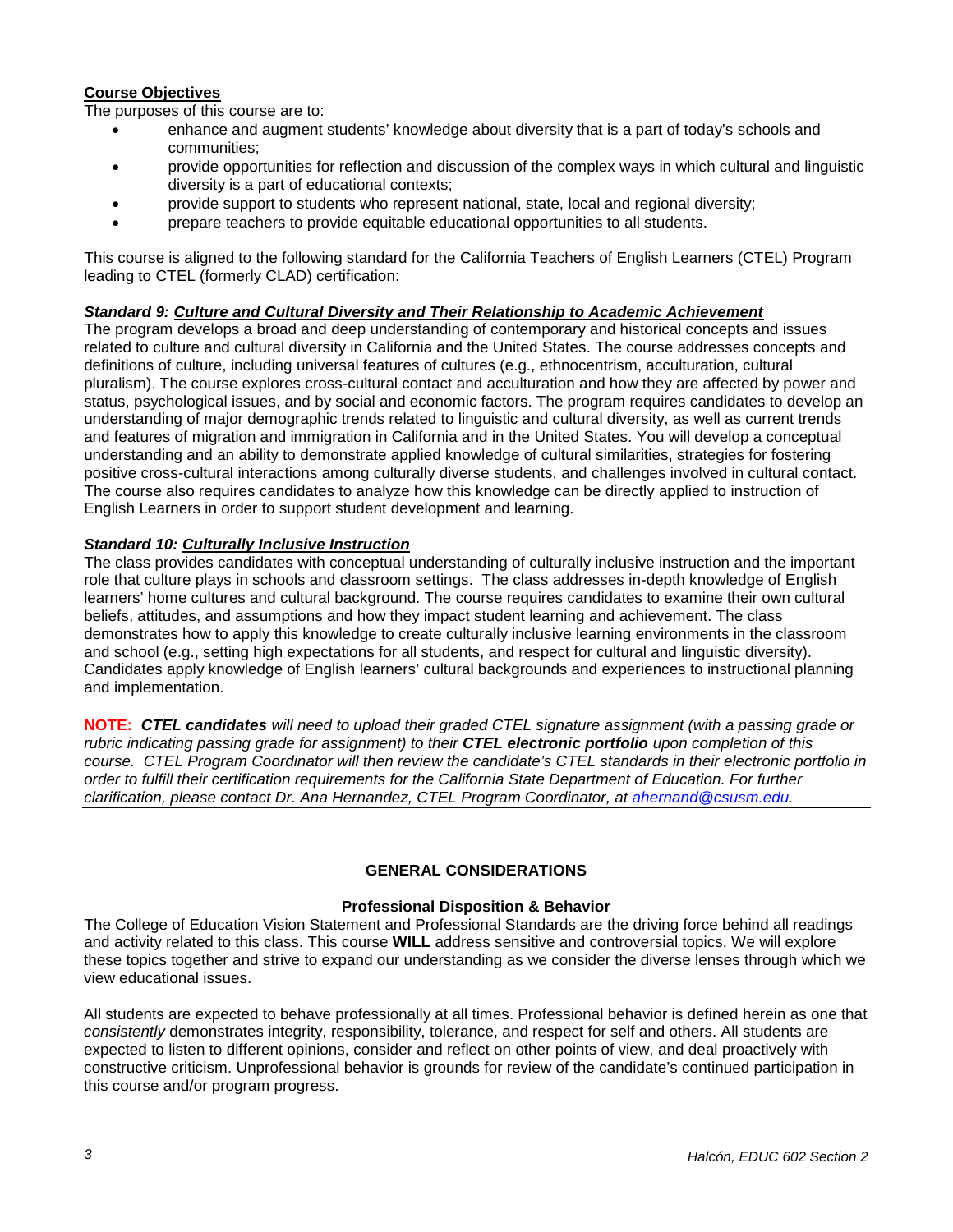**Course Objectives**

The purposes of this course are to:

- enhance and augment students' knowledge about diversity that is a part of today's schools and communities;
- provide opportunities for reflection and discussion of the complex ways in which cultural and linguistic diversity is a part of educational contexts;
- provide support to students who represent national, state, local and regional diversity;
- prepare teachers to provide equitable educational opportunities to all students.

This course is aligned to the following standard for the California Teachers of English Learners (CTEL) Program leading to CTEL (formerly CLAD) certification:

***Standard 9: Culture and Cultural Diversity and Their Relationship to Academic Achievement***

The program develops a broad and deep understanding of contemporary and historical concepts and issues related to culture and cultural diversity in California and the United States. The course addresses concepts and definitions of culture, including universal features of cultures (e.g., ethnocentrism, acculturation, cultural pluralism). The course explores cross-cultural contact and acculturation and how they are affected by power and status, psychological issues, and by social and economic factors. The program requires candidates to develop an understanding of major demographic trends related to linguistic and cultural diversity, as well as current trends and features of migration and immigration in California and in the United States. You will develop a conceptual understanding and an ability to demonstrate applied knowledge of cultural similarities, strategies for fostering positive cross-cultural interactions among culturally diverse students, and challenges involved in cultural contact. The course also requires candidates to analyze how this knowledge can be directly applied to instruction of English Learners in order to support student development and learning.

***Standard 10: Culturally Inclusive Instruction***

The class provides candidates with conceptual understanding of culturally inclusive instruction and the important role that culture plays in schools and classroom settings. The class addresses in-depth knowledge of English learners' home cultures and cultural background. The course requires candidates to examine their own cultural beliefs, attitudes, and assumptions and how they impact student learning and achievement. The class demonstrates how to apply this knowledge to create culturally inclusive learning environments in the classroom and school (e.g., setting high expectations for all students, and respect for cultural and linguistic diversity). Candidates apply knowledge of English learners' cultural backgrounds and experiences to instructional planning and implementation.

**NOTE:** ***CTEL candidates*** *will need to upload their graded CTEL signature assignment (with a passing grade or rubric indicating passing grade for assignment) to their* ***CTEL electronic portfolio*** *upon completion of this course. CTEL Program Coordinator will then review the candidate's CTEL standards in their electronic portfolio in order to fulfill their certification requirements for the California State Department of Education. For further clarification, please contact Dr. Ana Hernandez, CTEL Program Coordinator, at ahernand@csusm.edu.*

## GENERAL CONSIDERATIONS

### Professional Disposition & Behavior

The College of Education Vision Statement and Professional Standards are the driving force behind all readings and activity related to this class. This course **WILL** address sensitive and controversial topics. We will explore these topics together and strive to expand our understanding as we consider the diverse lenses through which we view educational issues.

All students are expected to behave professionally at all times. Professional behavior is defined herein as one that *consistently* demonstrates integrity, responsibility, tolerance, and respect for self and others. All students are expected to listen to different opinions, consider and reflect on other points of view, and deal proactively with constructive criticism. Unprofessional behavior is grounds for review of the candidate's continued participation in this course and/or program progress.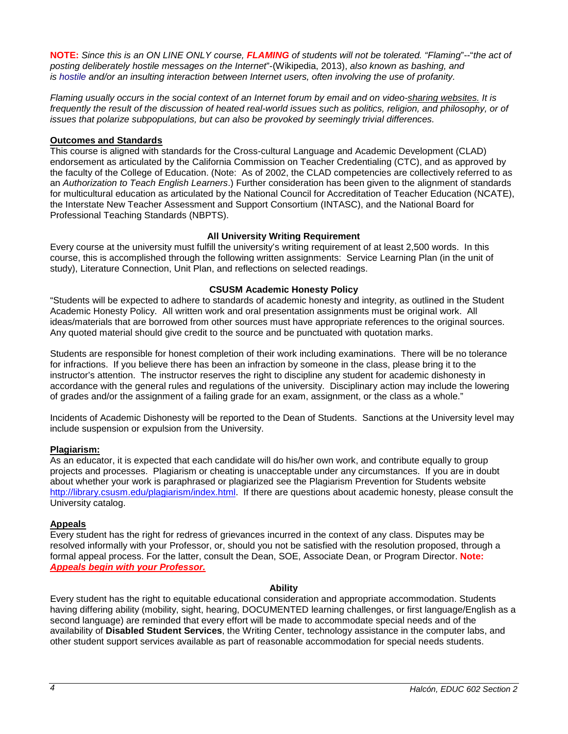**NOTE:** *Since this is an ON LINE ONLY course,* ***FLAMING*** *of students will not be tolerated. "Flaming"--"the act of posting deliberately hostile messages on the Internet"*-(Wikipedia, 2013), *also known as bashing, and is hostile and/or an insulting interaction between Internet users, often involving the use of profanity.*

*Flaming usually occurs in the social context of an Internet forum by email and on video-sharing websites. It is frequently the result of the discussion of heated real-world issues such as politics, religion, and philosophy, or of issues that polarize subpopulations, but can also be provoked by seemingly trivial differences.*

## Outcomes and Standards

This course is aligned with standards for the Cross-cultural Language and Academic Development (CLAD) endorsement as articulated by the California Commission on Teacher Credentialing (CTC), and as approved by the faculty of the College of Education. (Note: As of 2002, the CLAD competencies are collectively referred to as an *Authorization to Teach English Learners*.) Further consideration has been given to the alignment of standards for multicultural education as articulated by the National Council for Accreditation of Teacher Education (NCATE), the Interstate New Teacher Assessment and Support Consortium (INTASC), and the National Board for Professional Teaching Standards (NBPTS).

## All University Writing Requirement

Every course at the university must fulfill the university's writing requirement of at least 2,500 words. In this course, this is accomplished through the following written assignments: Service Learning Plan (in the unit of study), Literature Connection, Unit Plan, and reflections on selected readings.

## CSUSM Academic Honesty Policy

"Students will be expected to adhere to standards of academic honesty and integrity, as outlined in the Student Academic Honesty Policy. All written work and oral presentation assignments must be original work. All ideas/materials that are borrowed from other sources must have appropriate references to the original sources. Any quoted material should give credit to the source and be punctuated with quotation marks.

Students are responsible for honest completion of their work including examinations. There will be no tolerance for infractions. If you believe there has been an infraction by someone in the class, please bring it to the instructor's attention. The instructor reserves the right to discipline any student for academic dishonesty in accordance with the general rules and regulations of the university. Disciplinary action may include the lowering of grades and/or the assignment of a failing grade for an exam, assignment, or the class as a whole."

Incidents of Academic Dishonesty will be reported to the Dean of Students. Sanctions at the University level may include suspension or expulsion from the University.

## Plagiarism:

As an educator, it is expected that each candidate will do his/her own work, and contribute equally to group projects and processes. Plagiarism or cheating is unacceptable under any circumstances. If you are in doubt about whether your work is paraphrased or plagiarized see the Plagiarism Prevention for Students website http://library.csusm.edu/plagiarism/index.html. If there are questions about academic honesty, please consult the University catalog.

## Appeals

Every student has the right for redress of grievances incurred in the context of any class. Disputes may be resolved informally with your Professor, or, should you not be satisfied with the resolution proposed, through a formal appeal process. For the latter, consult the Dean, SOE, Associate Dean, or Program Director. **Note:** ***Appeals begin with your Professor.***

## Ability

Every student has the right to equitable educational consideration and appropriate accommodation. Students having differing ability (mobility, sight, hearing, DOCUMENTED learning challenges, or first language/English as a second language) are reminded that every effort will be made to accommodate special needs and of the availability of **Disabled Student Services**, the Writing Center, technology assistance in the computer labs, and other student support services available as part of reasonable accommodation for special needs students.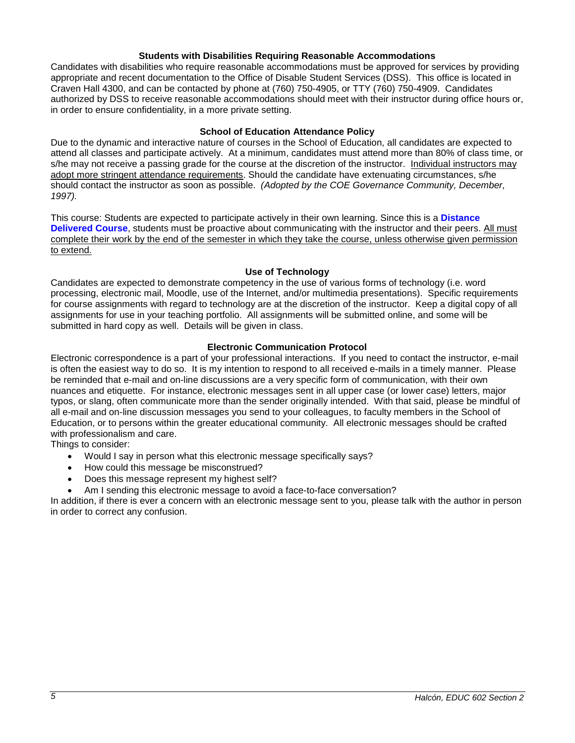### Students with Disabilities Requiring Reasonable Accommodations

Candidates with disabilities who require reasonable accommodations must be approved for services by providing appropriate and recent documentation to the Office of Disable Student Services (DSS). This office is located in Craven Hall 4300, and can be contacted by phone at (760) 750-4905, or TTY (760) 750-4909. Candidates authorized by DSS to receive reasonable accommodations should meet with their instructor during office hours or, in order to ensure confidentiality, in a more private setting.

### School of Education Attendance Policy

Due to the dynamic and interactive nature of courses in the School of Education, all candidates are expected to attend all classes and participate actively. At a minimum, candidates must attend more than 80% of class time, or s/he may not receive a passing grade for the course at the discretion of the instructor. <u>Individual instructors may adopt more stringent attendance requirements</u>. Should the candidate have extenuating circumstances, s/he should contact the instructor as soon as possible. *(Adopted by the COE Governance Community, December, 1997).*

This course: Students are expected to participate actively in their own learning. Since this is a **Distance Delivered Course**, students must be proactive about communicating with the instructor and their peers. <u>All must complete their work by the end of the semester in which they take the course, unless otherwise given permission to extend.</u>

### Use of Technology

Candidates are expected to demonstrate competency in the use of various forms of technology (i.e. word processing, electronic mail, Moodle, use of the Internet, and/or multimedia presentations). Specific requirements for course assignments with regard to technology are at the discretion of the instructor. Keep a digital copy of all assignments for use in your teaching portfolio. All assignments will be submitted online, and some will be submitted in hard copy as well. Details will be given in class.

### Electronic Communication Protocol

Electronic correspondence is a part of your professional interactions. If you need to contact the instructor, e-mail is often the easiest way to do so. It is my intention to respond to all received e-mails in a timely manner. Please be reminded that e-mail and on-line discussions are a very specific form of communication, with their own nuances and etiquette. For instance, electronic messages sent in all upper case (or lower case) letters, major typos, or slang, often communicate more than the sender originally intended. With that said, please be mindful of all e-mail and on-line discussion messages you send to your colleagues, to faculty members in the School of Education, or to persons within the greater educational community. All electronic messages should be crafted with professionalism and care.

Things to consider:

- Would I say in person what this electronic message specifically says?
- How could this message be misconstrued?
- Does this message represent my highest self?
- Am I sending this electronic message to avoid a face-to-face conversation?

In addition, if there is ever a concern with an electronic message sent to you, please talk with the author in person in order to correct any confusion.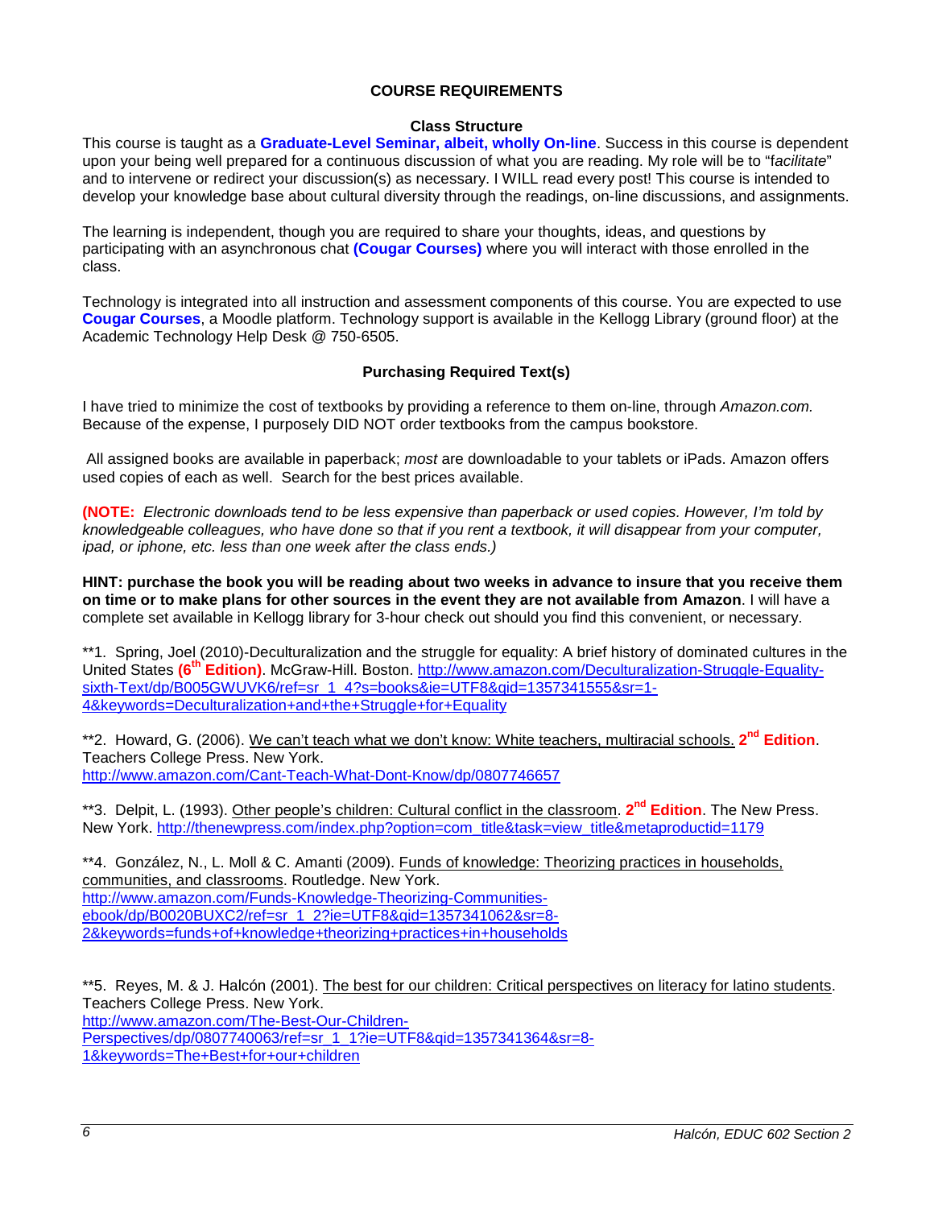## COURSE REQUIREMENTS

### Class Structure

This course is taught as a **Graduate-Level Seminar, albeit, wholly On-line**. Success in this course is dependent upon your being well prepared for a continuous discussion of what you are reading. My role will be to "f*acilitate*" and to intervene or redirect your discussion(s) as necessary. I WILL read every post! This course is intended to develop your knowledge base about cultural diversity through the readings, on-line discussions, and assignments.

The learning is independent, though you are required to share your thoughts, ideas, and questions by participating with an asynchronous chat **(Cougar Courses)** where you will interact with those enrolled in the class.

Technology is integrated into all instruction and assessment components of this course. You are expected to use **Cougar Courses**, a Moodle platform. Technology support is available in the Kellogg Library (ground floor) at the Academic Technology Help Desk @ 750-6505.

### Purchasing Required Text(s)

I have tried to minimize the cost of textbooks by providing a reference to them on-line, through *Amazon.com.* Because of the expense, I purposely DID NOT order textbooks from the campus bookstore.

All assigned books are available in paperback; *most* are downloadable to your tablets or iPads. Amazon offers used copies of each as well. Search for the best prices available.

**(NOTE:** *Electronic downloads tend to be less expensive than paperback or used copies. However, I'm told by knowledgeable colleagues, who have done so that if you rent a textbook, it will disappear from your computer, ipad, or iphone, etc. less than one week after the class ends.)*

**HINT: purchase the book you will be reading about two weeks in advance to insure that you receive them on time or to make plans for other sources in the event they are not available from Amazon**. I will have a complete set available in Kellogg library for 3-hour check out should you find this convenient, or necessary.

**1. Spring, Joel (2010)-Deculturalization and the struggle for equality: A brief history of dominated cultures in the United States **(6th Edition)**. McGraw-Hill. Boston. http://www.amazon.com/Deculturalization-Struggle-Equality-sixth-Text/dp/B005GWUVK6/ref=sr_1_4?s=books&ie=UTF8&qid=1357341555&sr=1-4&keywords=Deculturalization+and+the+Struggle+for+Equality

**2. Howard, G. (2006). We can't teach what we don't know: White teachers, multiracial schools. **2nd Edition**. Teachers College Press. New York. http://www.amazon.com/Cant-Teach-What-Dont-Know/dp/0807746657

**3. Delpit, L. (1993). Other people's children: Cultural conflict in the classroom. **2nd Edition**. The New Press. New York. http://thenewpress.com/index.php?option=com_title&task=view_title&metaproductid=1179

**4. González, N., L. Moll & C. Amanti (2009). Funds of knowledge: Theorizing practices in households, communities, and classrooms. Routledge. New York. http://www.amazon.com/Funds-Knowledge-Theorizing-Communities-ebook/dp/B0020BUXC2/ref=sr_1_2?ie=UTF8&qid=1357341062&sr=8-2&keywords=funds+of+knowledge+theorizing+practices+in+households

**5. Reyes, M. & J. Halcón (2001). The best for our children: Critical perspectives on literacy for latino students. Teachers College Press. New York. http://www.amazon.com/The-Best-Our-Children-Perspectives/dp/0807740063/ref=sr_1_1?ie=UTF8&qid=1357341364&sr=8-1&keywords=The+Best+for+our+children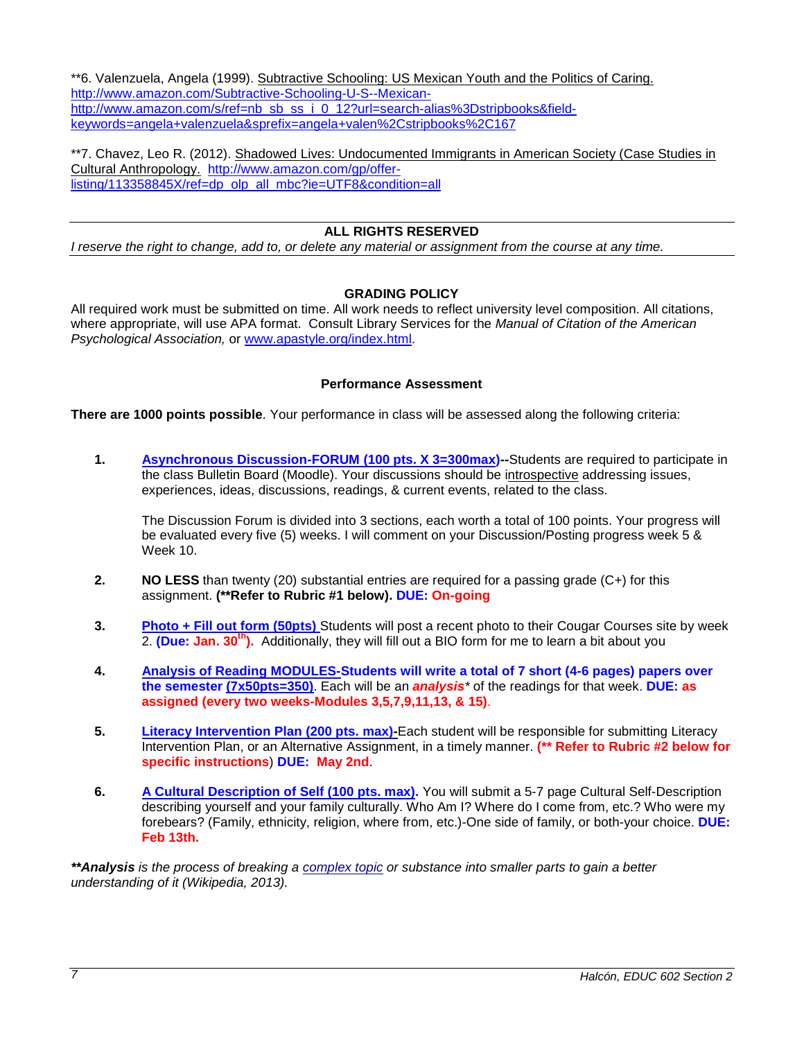**6. Valenzuela, Angela (1999). Subtractive Schooling: US Mexican Youth and the Politics of Caring. http://www.amazon.com/Subtractive-Schooling-U-S--Mexican- http://www.amazon.com/s/ref=nb_sb_ss_i_0_12?url=search-alias%3Dstripbooks&field-keywords=angela+valenzuela&sprefix=angela+valen%2Cstripbooks%2C167

**7. Chavez, Leo R. (2012). Shadowed Lives: Undocumented Immigrants in American Society (Case Studies in Cultural Anthropology. http://www.amazon.com/gp/offer-listing/113358845X/ref=dp_olp_all_mbc?ie=UTF8&condition=all

---

**ALL RIGHTS RESERVED**

*I reserve the right to change, add to, or delete any material or assignment from the course at any time.*

---

## GRADING POLICY

All required work must be submitted on time. All work needs to reflect university level composition. All citations, where appropriate, will use APA format. Consult Library Services for the *Manual of Citation of the American Psychological Association,* or www.apastyle.org/index.html.

### Performance Assessment

**There are 1000 points possible**. Your performance in class will be assessed along the following criteria:

1. **Asynchronous Discussion-FORUM (100 pts. X 3=300max)--**Students are required to participate in the class Bulletin Board (Moodle). Your discussions should be introspective addressing issues, experiences, ideas, discussions, readings, & current events, related to the class.

   The Discussion Forum is divided into 3 sections, each worth a total of 100 points. Your progress will be evaluated every five (5) weeks. I will comment on your Discussion/Posting progress week 5 & Week 10.

2. **NO LESS** than twenty (20) substantial entries are required for a passing grade (C+) for this assignment. **(**Refer to Rubric #1 below). DUE: On-going**

3. **Photo + Fill out form (50pts)** Students will post a recent photo to their Cougar Courses site by week 2. **(Due: Jan. 30th).** Additionally, they will fill out a BIO form for me to learn a bit about you

4. **Analysis of Reading MODULES-Students will write a total of 7 short (4-6 pages) papers over the semester (7x50pts=350)**. Each will be an ***analysis**** of the readings for that week. **DUE: as assigned (every two weeks-Modules 3,5,7,9,11,13, & 15)**.

5. **Literacy Intervention Plan (200 pts. max)-**Each student will be responsible for submitting Literacy Intervention Plan, or an Alternative Assignment, in a timely manner. **(** Refer to Rubric #2 below for specific instructions) DUE: May 2nd**.

6. **A Cultural Description of Self (100 pts. max).** You will submit a 5-7 page Cultural Self-Description describing yourself and your family culturally. Who Am I? Where do I come from, etc.? Who were my forebears? (Family, ethnicity, religion, where from, etc.)-One side of family, or both-your choice. **DUE: Feb 13th.**

***Analysis** *is the process of breaking a complex topic or substance into smaller parts to gain a better understanding of it (Wikipedia, 2013).*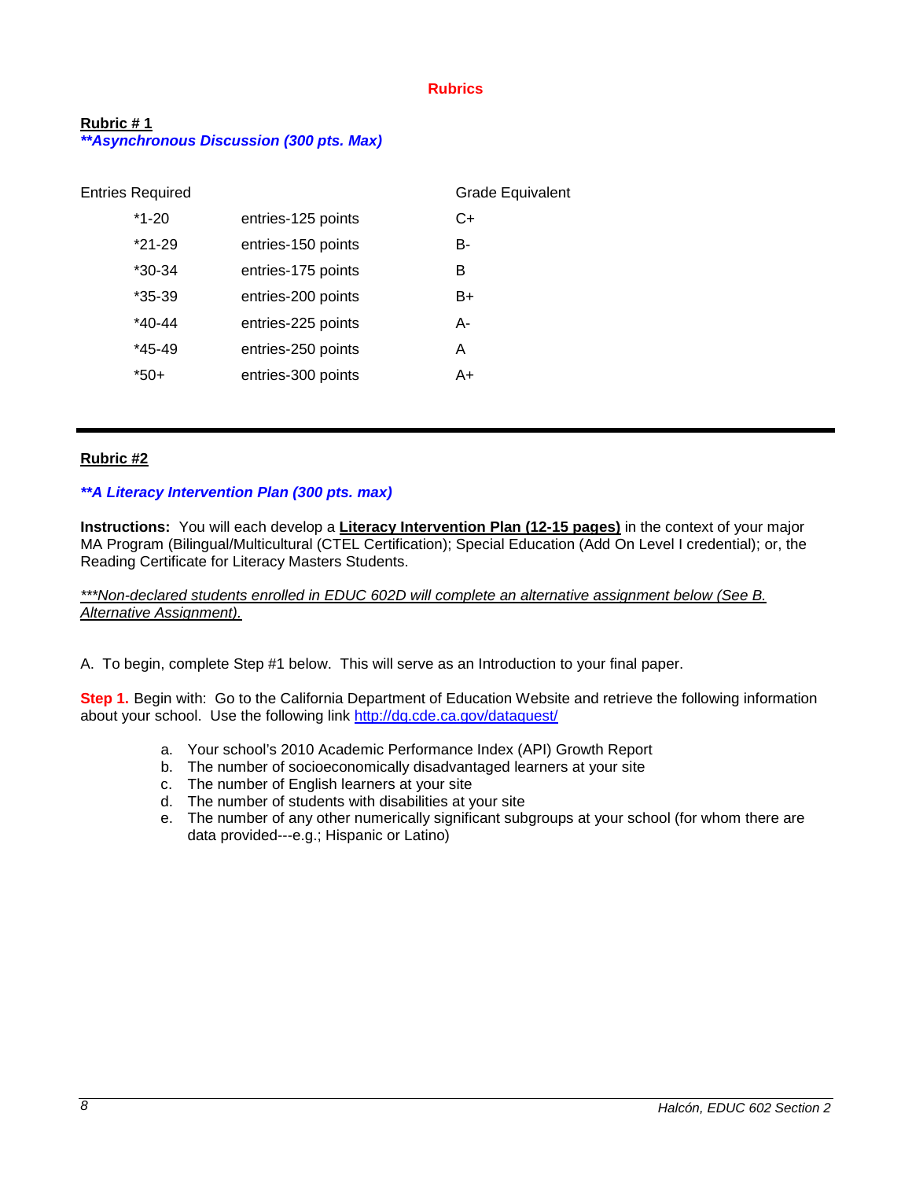## Rubrics

**Rubric # 1**

***\*\*Asynchronous Discussion (300 pts. Max)***

| Entries Required | | Grade Equivalent |
|---|---|---|
| *1-20 | entries-125 points | C+ |
| *21-29 | entries-150 points | B- |
| *30-34 | entries-175 points | B |
| *35-39 | entries-200 points | B+ |
| *40-44 | entries-225 points | A- |
| *45-49 | entries-250 points | A |
| *50+ | entries-300 points | A+ |

---

**Rubric #2**

***\*\*A Literacy Intervention Plan (300 pts. max)***

**Instructions:** You will each develop a **Literacy Intervention Plan (12-15 pages)** in the context of your major MA Program (Bilingual/Multicultural (CTEL Certification); Special Education (Add On Level I credential); or, the Reading Certificate for Literacy Masters Students.

*\*\*\*Non-declared students enrolled in EDUC 602D will complete an alternative assignment below (See B. Alternative Assignment).*

A. To begin, complete Step #1 below. This will serve as an Introduction to your final paper.

**Step 1.** Begin with: Go to the California Department of Education Website and retrieve the following information about your school. Use the following link http://dq.cde.ca.gov/dataquest/

a. Your school's 2010 Academic Performance Index (API) Growth Report
b. The number of socioeconomically disadvantaged learners at your site
c. The number of English learners at your site
d. The number of students with disabilities at your site
e. The number of any other numerically significant subgroups at your school (for whom there are data provided---e.g.; Hispanic or Latino)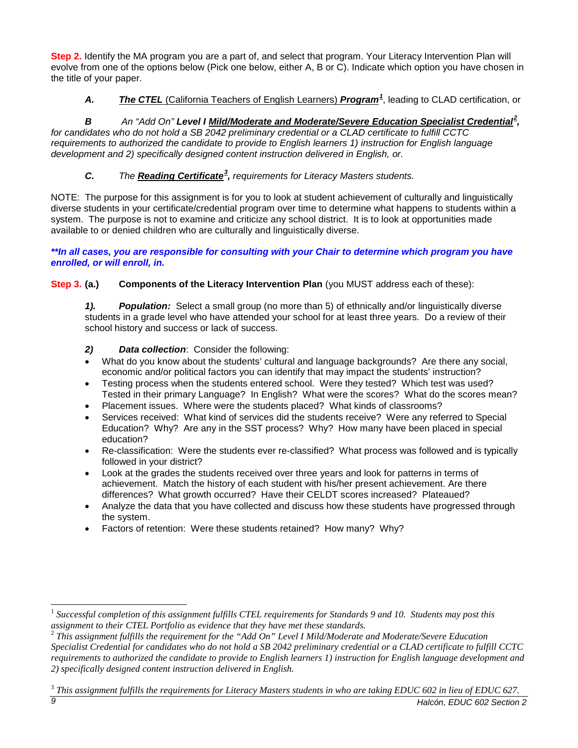**Step 2.** Identify the MA program you are a part of, and select that program. Your Literacy Intervention Plan will evolve from one of the options below (Pick one below, either A, B or C). Indicate which option you have chosen in the title of your paper.

> ***A.*** ***The CTEL*** (California Teachers of English Learners) ***Program***[1], leading to CLAD certification, or

> ***B*** *An "Add On"* ***Level I Mild/Moderate and Moderate/Severe Education Specialist Credential***[2]*, for candidates who do not hold a SB 2042 preliminary credential or a CLAD certificate to fulfill CCTC requirements to authorized the candidate to provide to English learners 1) instruction for English language development and 2) specifically designed content instruction delivered in English, or.*

> ***C.*** *The* ***Reading Certificate***[3]*, requirements for Literacy Masters students.*

NOTE: The purpose for this assignment is for you to look at student achievement of culturally and linguistically diverse students in your certificate/credential program over time to determine what happens to students within a system. The purpose is not to examine and criticize any school district. It is to look at opportunities made available to or denied children who are culturally and linguistically diverse.

***\*\*In all cases, you are responsible for consulting with your Chair to determine which program you have enrolled, or will enroll, in.***

**Step 3. (a.) Components of the Literacy Intervention Plan** (you MUST address each of these):

***1). Population:*** Select a small group (no more than 5) of ethnically and/or linguistically diverse students in a grade level who have attended your school for at least three years. Do a review of their school history and success or lack of success.

***2) Data collection***: Consider the following:

- What do you know about the students' cultural and language backgrounds? Are there any social, economic and/or political factors you can identify that may impact the students' instruction?
- Testing process when the students entered school. Were they tested? Which test was used? Tested in their primary Language? In English? What were the scores? What do the scores mean?
- Placement issues. Where were the students placed? What kinds of classrooms?
- Services received: What kind of services did the students receive? Were any referred to Special Education? Why? Are any in the SST process? Why? How many have been placed in special education?
- Re-classification: Were the students ever re-classified? What process was followed and is typically followed in your district?
- Look at the grades the students received over three years and look for patterns in terms of achievement. Match the history of each student with his/her present achievement. Are there differences? What growth occurred? Have their CELDT scores increased? Plateaued?
- Analyze the data that you have collected and discuss how these students have progressed through the system.
- Factors of retention: Were these students retained? How many? Why?

---

[1] *Successful completion of this assignment fulfills CTEL requirements for Standards 9 and 10. Students may post this assignment to their CTEL Portfolio as evidence that they have met these standards.*

[2] *This assignment fulfills the requirement for the "Add On" Level I Mild/Moderate and Moderate/Severe Education Specialist Credential for candidates who do not hold a SB 2042 preliminary credential or a CLAD certificate to fulfill CCTC requirements to authorized the candidate to provide to English learners 1) instruction for English language development and 2) specifically designed content instruction delivered in English.*

[3] *This assignment fulfills the requirements for Literacy Masters students in who are taking EDUC 602 in lieu of EDUC 627.*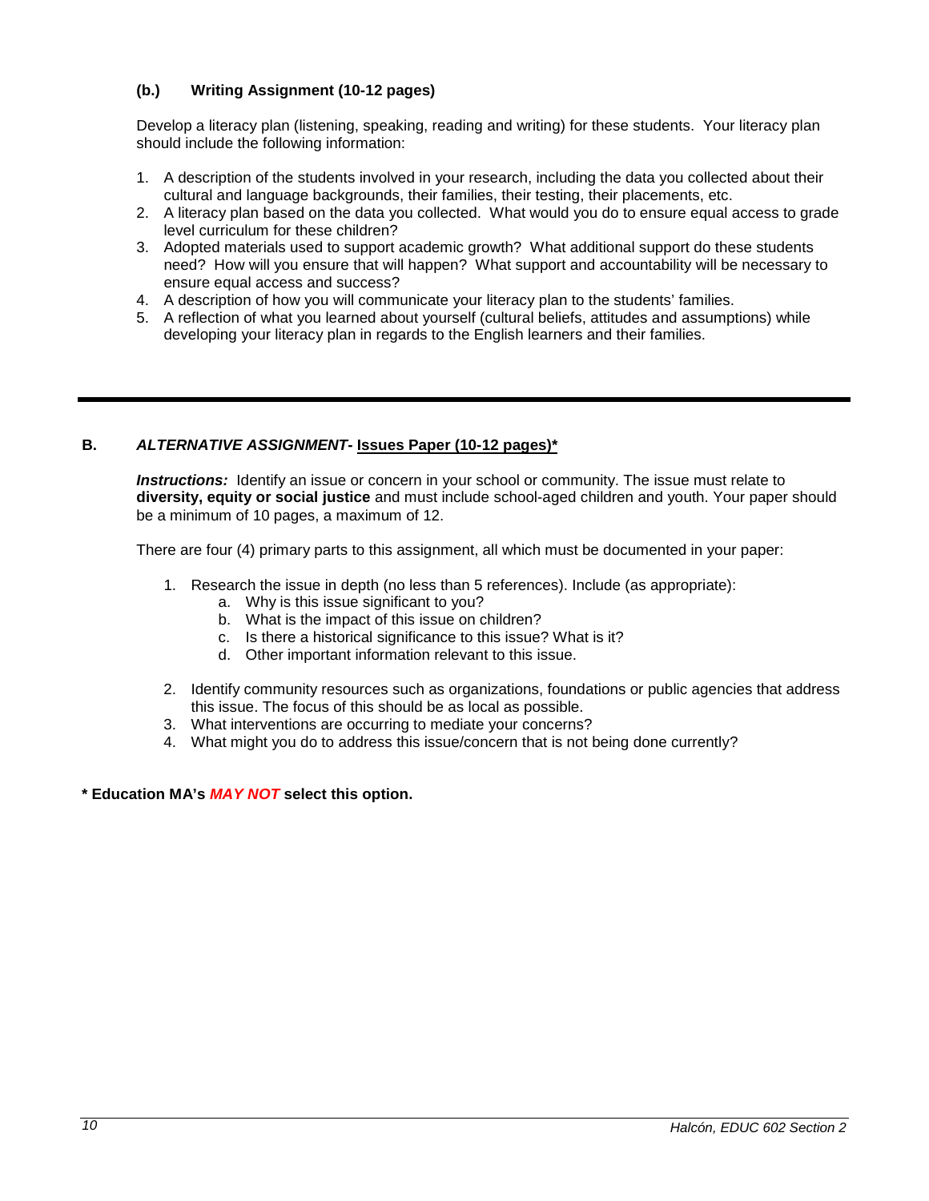### (b.) Writing Assignment (10-12 pages)

Develop a literacy plan (listening, speaking, reading and writing) for these students. Your literacy plan should include the following information:

1. A description of the students involved in your research, including the data you collected about their cultural and language backgrounds, their families, their testing, their placements, etc.
2. A literacy plan based on the data you collected. What would you do to ensure equal access to grade level curriculum for these children?
3. Adopted materials used to support academic growth? What additional support do these students need? How will you ensure that will happen? What support and accountability will be necessary to ensure equal access and success?
4. A description of how you will communicate your literacy plan to the students' families.
5. A reflection of what you learned about yourself (cultural beliefs, attitudes and assumptions) while developing your literacy plan in regards to the English learners and their families.

---

## B. *ALTERNATIVE ASSIGNMENT*- Issues Paper (10-12 pages)*

***Instructions:*** Identify an issue or concern in your school or community. The issue must relate to **diversity, equity or social justice** and must include school-aged children and youth. Your paper should be a minimum of 10 pages, a maximum of 12.

There are four (4) primary parts to this assignment, all which must be documented in your paper:

1. Research the issue in depth (no less than 5 references). Include (as appropriate):
   a. Why is this issue significant to you?
   b. What is the impact of this issue on children?
   c. Is there a historical significance to this issue? What is it?
   d. Other important information relevant to this issue.

2. Identify community resources such as organizations, foundations or public agencies that address this issue. The focus of this should be as local as possible.
3. What interventions are occurring to mediate your concerns?
4. What might you do to address this issue/concern that is not being done currently?

**\* Education MA's *MAY NOT* select this option.**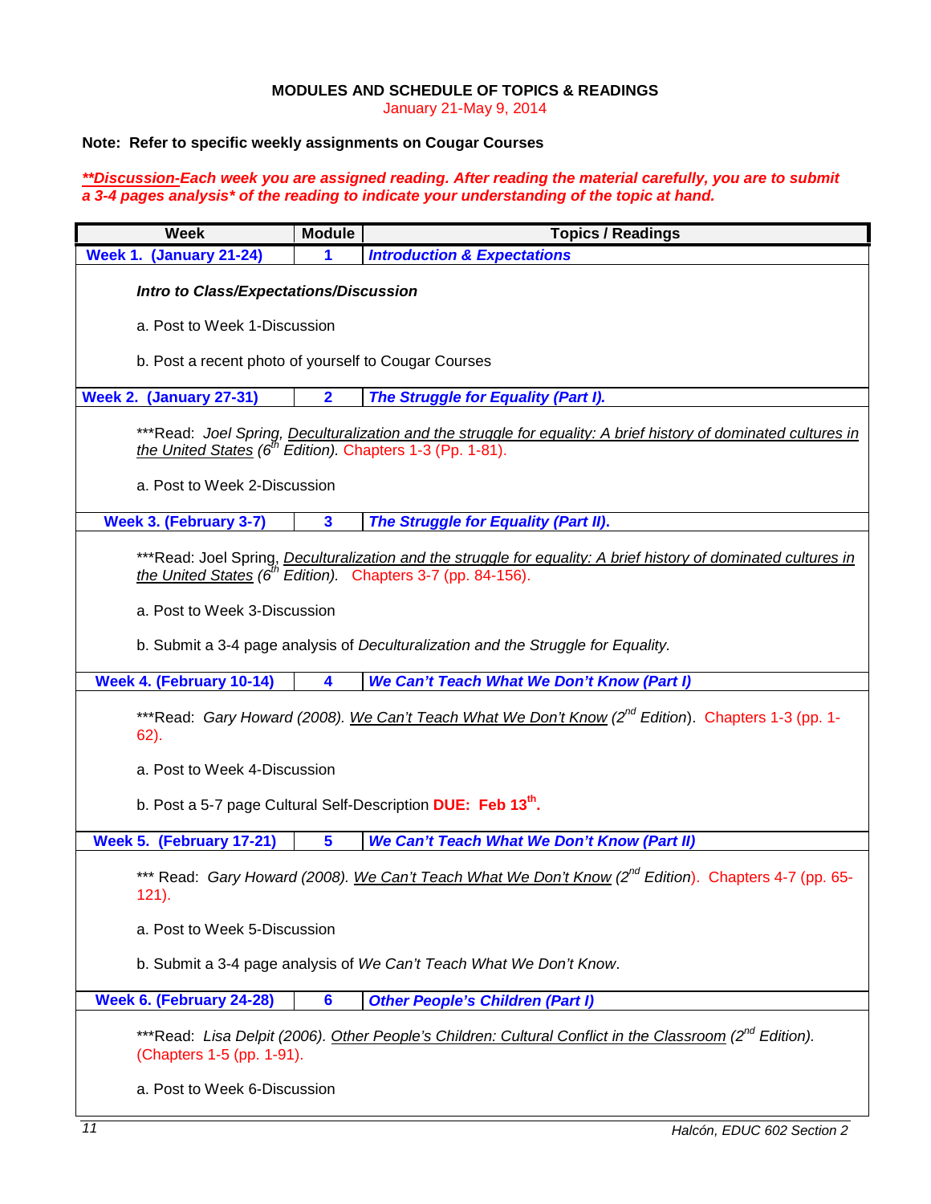## MODULES AND SCHEDULE OF TOPICS & READINGS

January 21-May 9, 2014

**Note: Refer to specific weekly assignments on Cougar Courses**

***\*\*Discussion-Each week you are assigned reading. After reading the material carefully, you are to submit a 3-4 pages analysis\* of the reading to indicate your understanding of the topic at hand.***

| Week | Module | Topics / Readings |
|---|---|---|
| **Week 1. (January 21-24)** | **1** | ***Introduction & Expectations*** |
| ***Intro to Class/Expectations/Discussion***<br><br>a. Post to Week 1-Discussion<br><br>b. Post a recent photo of yourself to Cougar Courses | | |
| **Week 2. (January 27-31)** | **2** | ***The Struggle for Equality (Part I).*** |
| \*\*\*Read: *Joel Spring,* <u>Deculturalization and the struggle for equality: A brief history of dominated cultures in the United States</u> *(6th Edition).* Chapters 1-3 (Pp. 1-81).<br><br>a. Post to Week 2-Discussion | | |
| **Week 3. (February 3-7)** | **3** | ***The Struggle for Equality (Part II).*** |
| \*\*\*Read: Joel Spring, <u>Deculturalization and the struggle for equality: A brief history of dominated cultures in the United States</u> *(6th Edition).* Chapters 3-7 (pp. 84-156).<br><br>a. Post to Week 3-Discussion<br><br>b. Submit a 3-4 page analysis of *Deculturalization and the Struggle for Equality.* | | |
| **Week 4. (February 10-14)** | **4** | ***We Can't Teach What We Don't Know (Part I)*** |
| \*\*\*Read: *Gary Howard (2008).* <u>We Can't Teach What We Don't Know</u> *(2nd Edition).* Chapters 1-3 (pp. 1-62).<br><br>a. Post to Week 4-Discussion<br><br>b. Post a 5-7 page Cultural Self-Description **DUE: Feb 13th.** | | |
| **Week 5. (February 17-21)** | **5** | ***We Can't Teach What We Don't Know (Part II)*** |
| \*\*\* Read: *Gary Howard (2008).* <u>We Can't Teach What We Don't Know</u> *(2nd Edition).* Chapters 4-7 (pp. 65-121).<br><br>a. Post to Week 5-Discussion<br><br>b. Submit a 3-4 page analysis of *We Can't Teach What We Don't Know*. | | |
| **Week 6. (February 24-28)** | **6** | ***Other People's Children (Part I)*** |
| \*\*\*Read: *Lisa Delpit (2006).* <u>Other People's Children: Cultural Conflict in the Classroom</u> *(2nd Edition).* (Chapters 1-5 (pp. 1-91).<br><br>a. Post to Week 6-Discussion | | |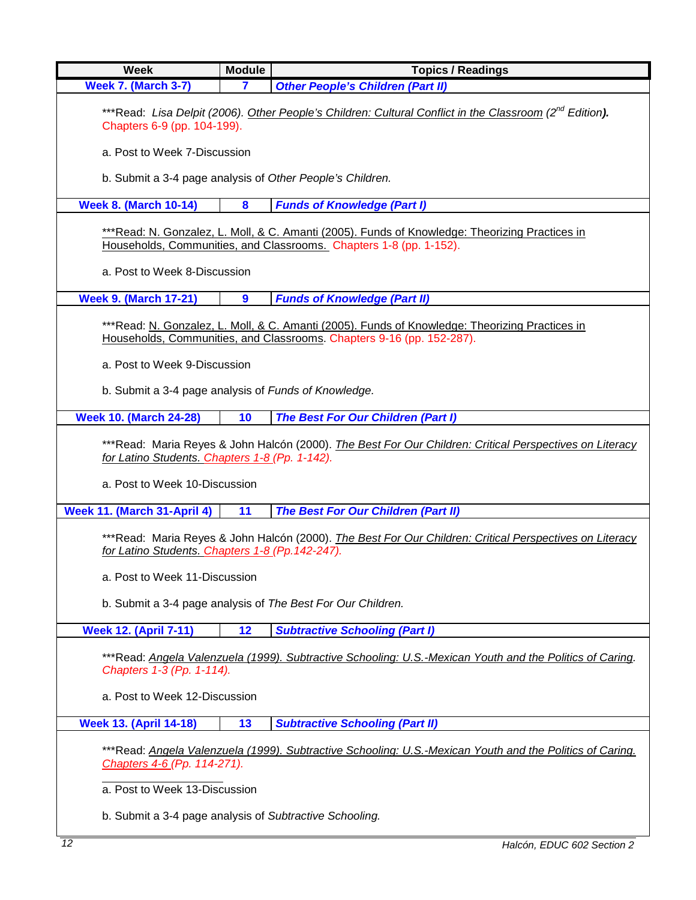| Week | Module | Topics / Readings |
|---|---|---|
| **Week 7. (March 3-7)** | **7** | ***Other People's Children (Part II)*** |
| ***Read: *Lisa Delpit (2006). Other People's Children: Cultural Conflict in the Classroom (2nd Edition).* Chapters 6-9 (pp. 104-199).<br><br>a. Post to Week 7-Discussion<br><br>b. Submit a 3-4 page analysis of *Other People's Children.* | | |
| **Week 8. (March 10-14)** | **8** | ***Funds of Knowledge (Part I)*** |
| ***Read: N. Gonzalez, L. Moll, & C. Amanti (2005). Funds of Knowledge: Theorizing Practices in Households, Communities, and Classrooms. Chapters 1-8 (pp. 1-152).<br><br>a. Post to Week 8-Discussion | | |
| **Week 9. (March 17-21)** | **9** | ***Funds of Knowledge (Part II)*** |
| ***Read: N. Gonzalez, L. Moll, & C. Amanti (2005). Funds of Knowledge: Theorizing Practices in Households, Communities, and Classrooms. Chapters 9-16 (pp. 152-287).<br><br>a. Post to Week 9-Discussion<br><br>b. Submit a 3-4 page analysis of *Funds of Knowledge.* | | |
| **Week 10. (March 24-28)** | **10** | ***The Best For Our Children (Part I)*** |
| ***Read: Maria Reyes & John Halcón (2000). *The Best For Our Children: Critical Perspectives on Literacy for Latino Students. Chapters 1-8 (Pp. 1-142).*<br><br>a. Post to Week 10-Discussion | | |
| **Week 11. (March 31-April 4)** | **11** | ***The Best For Our Children (Part II)*** |
| ***Read: Maria Reyes & John Halcón (2000). *The Best For Our Children: Critical Perspectives on Literacy for Latino Students. Chapters 1-8 (Pp.142-247).*<br><br>a. Post to Week 11-Discussion<br><br>b. Submit a 3-4 page analysis of *The Best For Our Children.* | | |
| **Week 12. (April 7-11)** | **12** | ***Subtractive Schooling (Part I)*** |
| ***Read: *Angela Valenzuela (1999). Subtractive Schooling: U.S.-Mexican Youth and the Politics of Caring. Chapters 1-3 (Pp. 1-114).*<br><br>a. Post to Week 12-Discussion | | |
| **Week 13. (April 14-18)** | **13** | ***Subtractive Schooling (Part II)*** |
| ***Read: *Angela Valenzuela (1999). Subtractive Schooling: U.S.-Mexican Youth and the Politics of Caring. Chapters 4-6 (Pp. 114-271).*<br><br>a. Post to Week 13-Discussion<br><br>b. Submit a 3-4 page analysis of *Subtractive Schooling.* | | |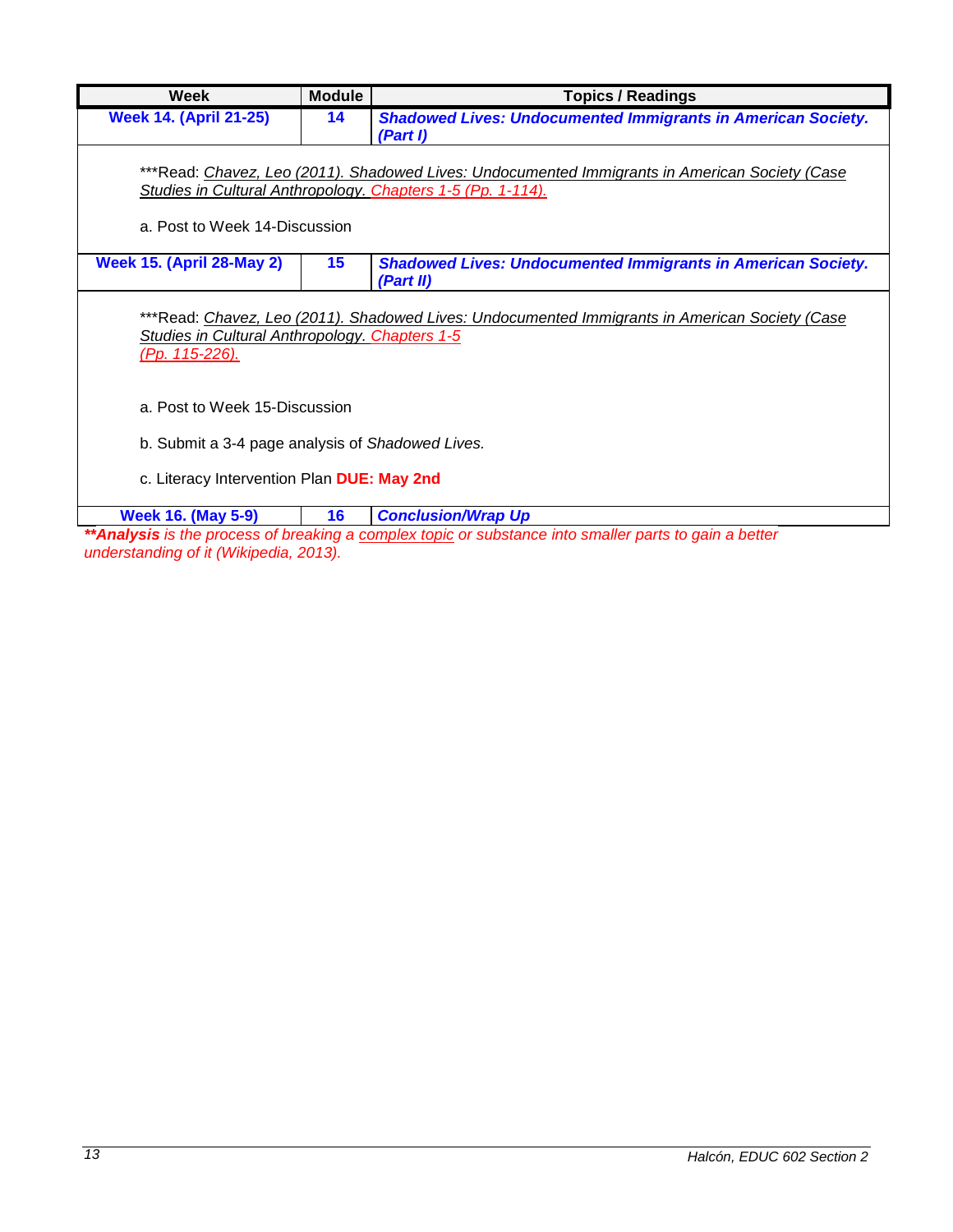| Week | Module | Topics / Readings |
| --- | --- | --- |
| **Week 14. (April 21-25)** | **14** | ***Shadowed Lives: Undocumented Immigrants in American Society. (Part I)*** |
| ***Read: *Chavez, Leo (2011). Shadowed Lives: Undocumented Immigrants in American Society (Case Studies in Cultural Anthropology. Chapters 1-5 (Pp. 1-114).* <br><br> a. Post to Week 14-Discussion | | |
| **Week 15. (April 28-May 2)** | **15** | ***Shadowed Lives: Undocumented Immigrants in American Society. (Part II)*** |
| ***Read: *Chavez, Leo (2011). Shadowed Lives: Undocumented Immigrants in American Society (Case Studies in Cultural Anthropology. Chapters 1-5 (Pp. 115-226).* <br><br> a. Post to Week 15-Discussion <br><br> b. Submit a 3-4 page analysis of *Shadowed Lives.* <br><br> c. Literacy Intervention Plan **DUE: May 2nd** | | |
| **Week 16. (May 5-9)** | **16** | ***Conclusion/Wrap Up*** |

***\*\*Analysis** is the process of breaking a complex topic or substance into smaller parts to gain a better understanding of it (Wikipedia, 2013).*